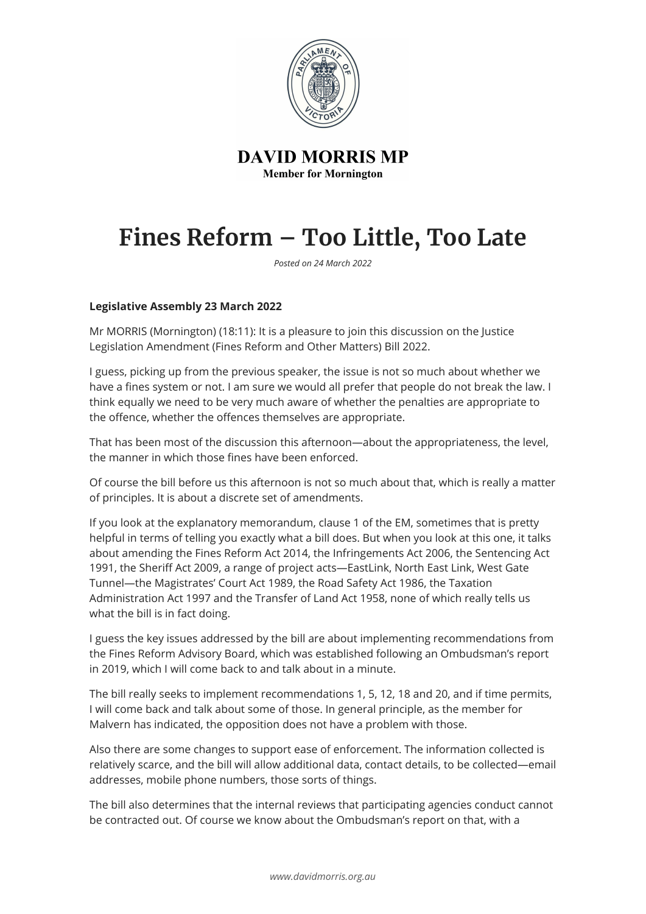**DAVID MORRIS MP**
**Member for Mornington**

# Fines Reform – Too Little, Too Late

*Posted on 24 March 2022*

**Legislative Assembly 23 March 2022**

Mr MORRIS (Mornington) (18:11): It is a pleasure to join this discussion on the Justice Legislation Amendment (Fines Reform and Other Matters) Bill 2022.

I guess, picking up from the previous speaker, the issue is not so much about whether we have a fines system or not. I am sure we would all prefer that people do not break the law. I think equally we need to be very much aware of whether the penalties are appropriate to the offence, whether the offences themselves are appropriate.

That has been most of the discussion this afternoon—about the appropriateness, the level, the manner in which those fines have been enforced.

Of course the bill before us this afternoon is not so much about that, which is really a matter of principles. It is about a discrete set of amendments.

If you look at the explanatory memorandum, clause 1 of the EM, sometimes that is pretty helpful in terms of telling you exactly what a bill does. But when you look at this one, it talks about amending the Fines Reform Act 2014, the Infringements Act 2006, the Sentencing Act 1991, the Sheriff Act 2009, a range of project acts—EastLink, North East Link, West Gate Tunnel—the Magistrates' Court Act 1989, the Road Safety Act 1986, the Taxation Administration Act 1997 and the Transfer of Land Act 1958, none of which really tells us what the bill is in fact doing.

I guess the key issues addressed by the bill are about implementing recommendations from the Fines Reform Advisory Board, which was established following an Ombudsman's report in 2019, which I will come back to and talk about in a minute.

The bill really seeks to implement recommendations 1, 5, 12, 18 and 20, and if time permits, I will come back and talk about some of those. In general principle, as the member for Malvern has indicated, the opposition does not have a problem with those.

Also there are some changes to support ease of enforcement. The information collected is relatively scarce, and the bill will allow additional data, contact details, to be collected—email addresses, mobile phone numbers, those sorts of things.

The bill also determines that the internal reviews that participating agencies conduct cannot be contracted out. Of course we know about the Ombudsman's report on that, with a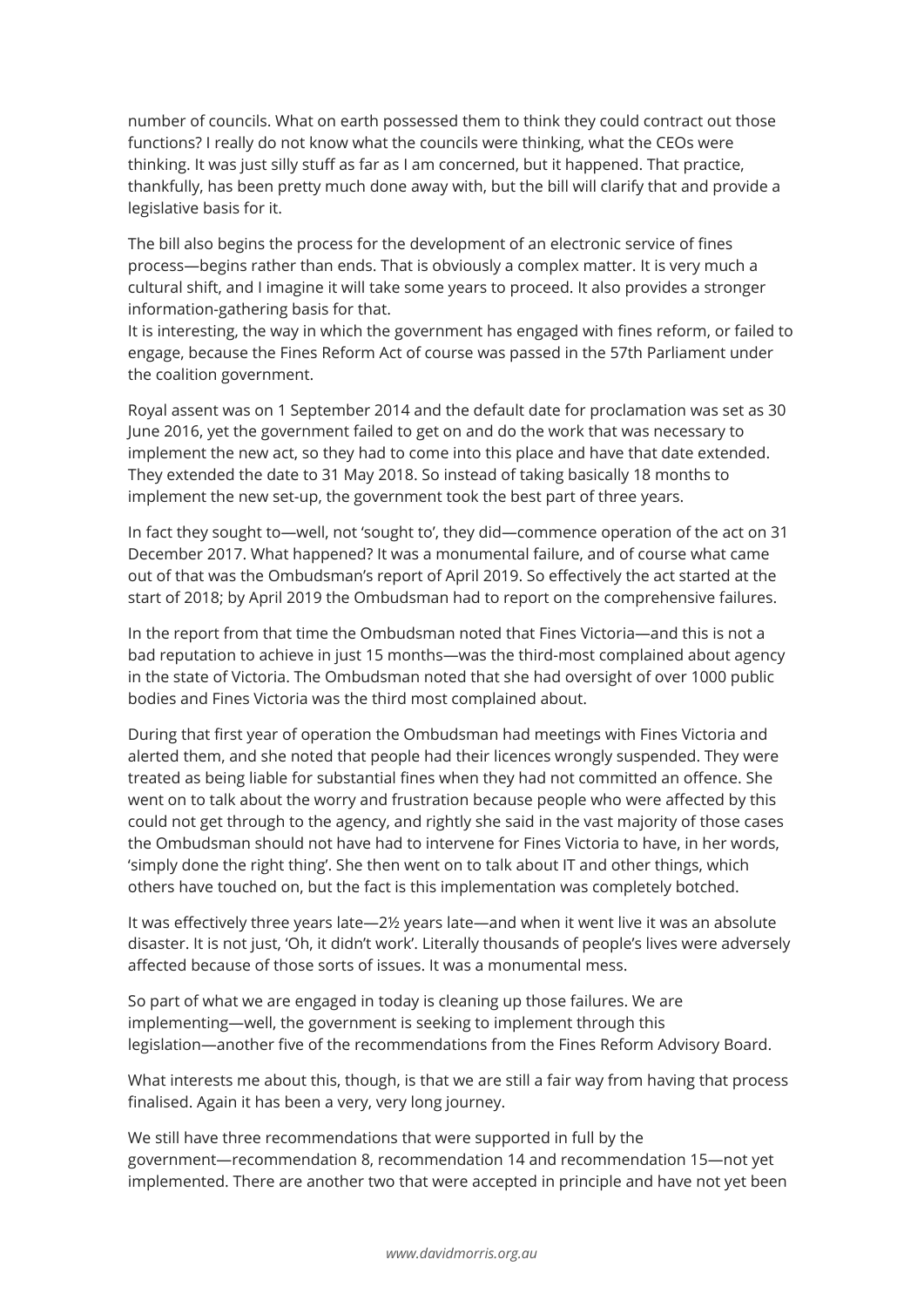number of councils. What on earth possessed them to think they could contract out those functions? I really do not know what the councils were thinking, what the CEOs were thinking. It was just silly stuff as far as I am concerned, but it happened. That practice, thankfully, has been pretty much done away with, but the bill will clarify that and provide a legislative basis for it.

The bill also begins the process for the development of an electronic service of fines process—begins rather than ends. That is obviously a complex matter. It is very much a cultural shift, and I imagine it will take some years to proceed. It also provides a stronger information-gathering basis for that.
It is interesting, the way in which the government has engaged with fines reform, or failed to engage, because the Fines Reform Act of course was passed in the 57th Parliament under the coalition government.

Royal assent was on 1 September 2014 and the default date for proclamation was set as 30 June 2016, yet the government failed to get on and do the work that was necessary to implement the new act, so they had to come into this place and have that date extended. They extended the date to 31 May 2018. So instead of taking basically 18 months to implement the new set-up, the government took the best part of three years.

In fact they sought to—well, not 'sought to', they did—commence operation of the act on 31 December 2017. What happened? It was a monumental failure, and of course what came out of that was the Ombudsman's report of April 2019. So effectively the act started at the start of 2018; by April 2019 the Ombudsman had to report on the comprehensive failures.

In the report from that time the Ombudsman noted that Fines Victoria—and this is not a bad reputation to achieve in just 15 months—was the third-most complained about agency in the state of Victoria. The Ombudsman noted that she had oversight of over 1000 public bodies and Fines Victoria was the third most complained about.

During that first year of operation the Ombudsman had meetings with Fines Victoria and alerted them, and she noted that people had their licences wrongly suspended. They were treated as being liable for substantial fines when they had not committed an offence. She went on to talk about the worry and frustration because people who were affected by this could not get through to the agency, and rightly she said in the vast majority of those cases the Ombudsman should not have had to intervene for Fines Victoria to have, in her words, 'simply done the right thing'. She then went on to talk about IT and other things, which others have touched on, but the fact is this implementation was completely botched.

It was effectively three years late—2½ years late—and when it went live it was an absolute disaster. It is not just, 'Oh, it didn't work'. Literally thousands of people's lives were adversely affected because of those sorts of issues. It was a monumental mess.

So part of what we are engaged in today is cleaning up those failures. We are implementing—well, the government is seeking to implement through this legislation—another five of the recommendations from the Fines Reform Advisory Board.

What interests me about this, though, is that we are still a fair way from having that process finalised. Again it has been a very, very long journey.

We still have three recommendations that were supported in full by the government—recommendation 8, recommendation 14 and recommendation 15—not yet implemented. There are another two that were accepted in principle and have not yet been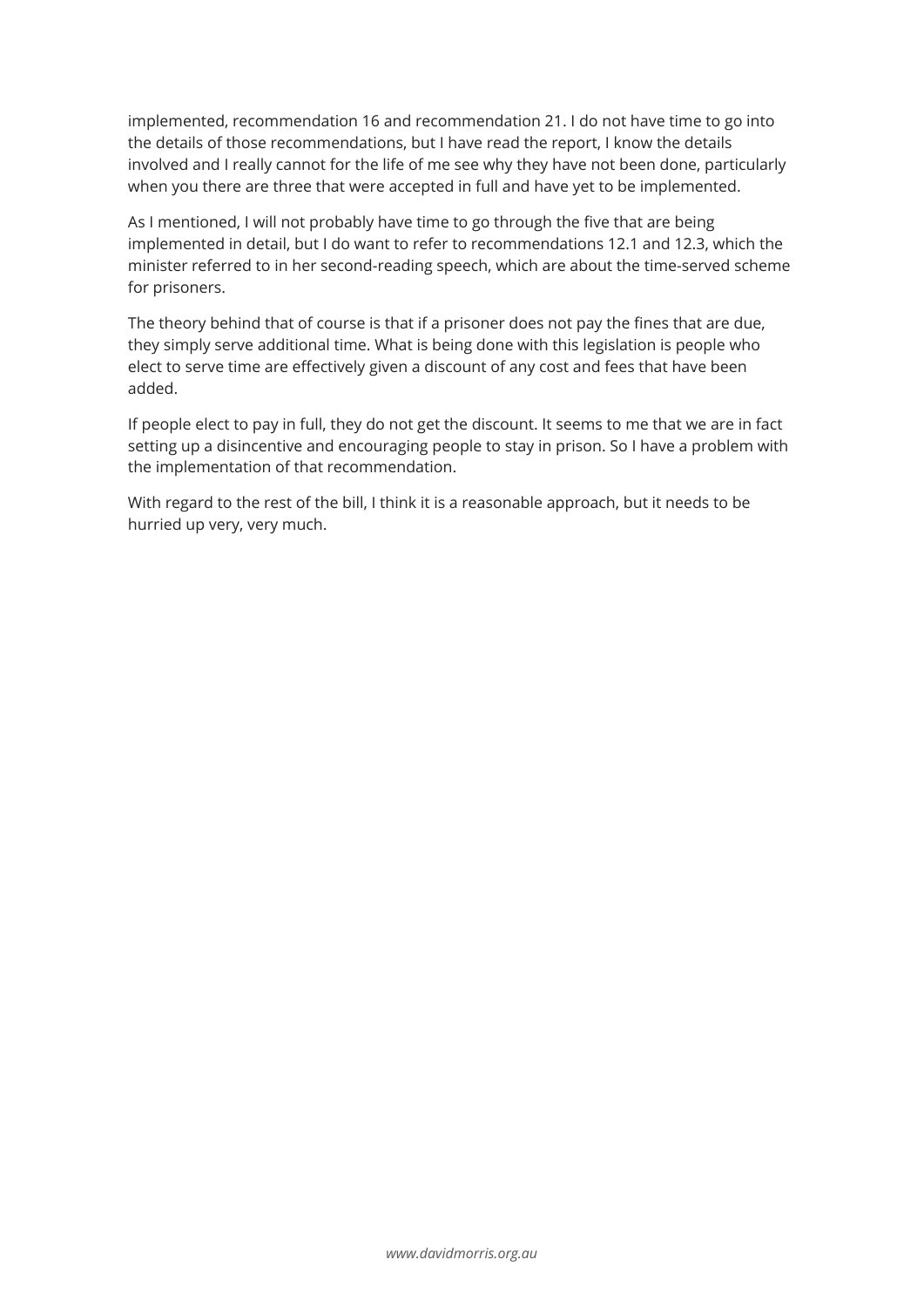implemented, recommendation 16 and recommendation 21. I do not have time to go into the details of those recommendations, but I have read the report, I know the details involved and I really cannot for the life of me see why they have not been done, particularly when you there are three that were accepted in full and have yet to be implemented.

As I mentioned, I will not probably have time to go through the five that are being implemented in detail, but I do want to refer to recommendations 12.1 and 12.3, which the minister referred to in her second-reading speech, which are about the time-served scheme for prisoners.

The theory behind that of course is that if a prisoner does not pay the fines that are due, they simply serve additional time. What is being done with this legislation is people who elect to serve time are effectively given a discount of any cost and fees that have been added.

If people elect to pay in full, they do not get the discount. It seems to me that we are in fact setting up a disincentive and encouraging people to stay in prison. So I have a problem with the implementation of that recommendation.

With regard to the rest of the bill, I think it is a reasonable approach, but it needs to be hurried up very, very much.